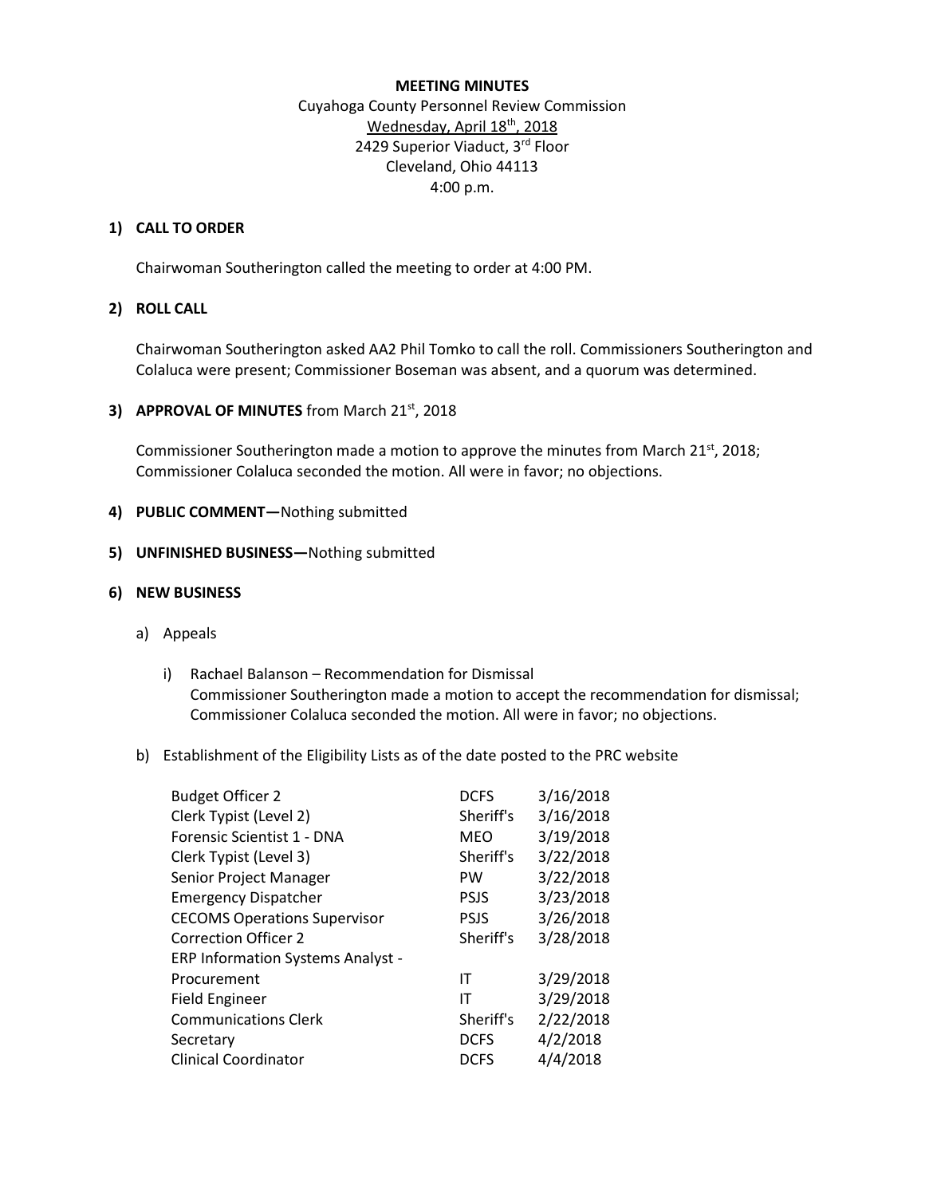**MEETING MINUTES**

Cuyahoga County Personnel Review Commission
Wednesday, April 18th, 2018
2429 Superior Viaduct, 3rd Floor
Cleveland, Ohio 44113
4:00 p.m.

**1) CALL TO ORDER**

Chairwoman Southerington called the meeting to order at 4:00 PM.

**2) ROLL CALL**

Chairwoman Southerington asked AA2 Phil Tomko to call the roll. Commissioners Southerington and Colaluca were present; Commissioner Boseman was absent, and a quorum was determined.

**3) APPROVAL OF MINUTES** from March 21st, 2018

Commissioner Southerington made a motion to approve the minutes from March 21st, 2018; Commissioner Colaluca seconded the motion. All were in favor; no objections.

**4) PUBLIC COMMENT—**Nothing submitted

**5) UNFINISHED BUSINESS—**Nothing submitted

**6) NEW BUSINESS**

a) Appeals

i) Rachael Balanson – Recommendation for Dismissal
Commissioner Southerington made a motion to accept the recommendation for dismissal; Commissioner Colaluca seconded the motion. All were in favor; no objections.

b) Establishment of the Eligibility Lists as of the date posted to the PRC website

| | | |
|---|---|---|
| Budget Officer 2 | DCFS | 3/16/2018 |
| Clerk Typist (Level 2) | Sheriff's | 3/16/2018 |
| Forensic Scientist 1 - DNA | MEO | 3/19/2018 |
| Clerk Typist (Level 3) | Sheriff's | 3/22/2018 |
| Senior Project Manager | PW | 3/22/2018 |
| Emergency Dispatcher | PSJS | 3/23/2018 |
| CECOMS Operations Supervisor | PSJS | 3/26/2018 |
| Correction Officer 2 | Sheriff's | 3/28/2018 |
| ERP Information Systems Analyst - Procurement | IT | 3/29/2018 |
| Field Engineer | IT | 3/29/2018 |
| Communications Clerk | Sheriff's | 2/22/2018 |
| Secretary | DCFS | 4/2/2018 |
| Clinical Coordinator | DCFS | 4/4/2018 |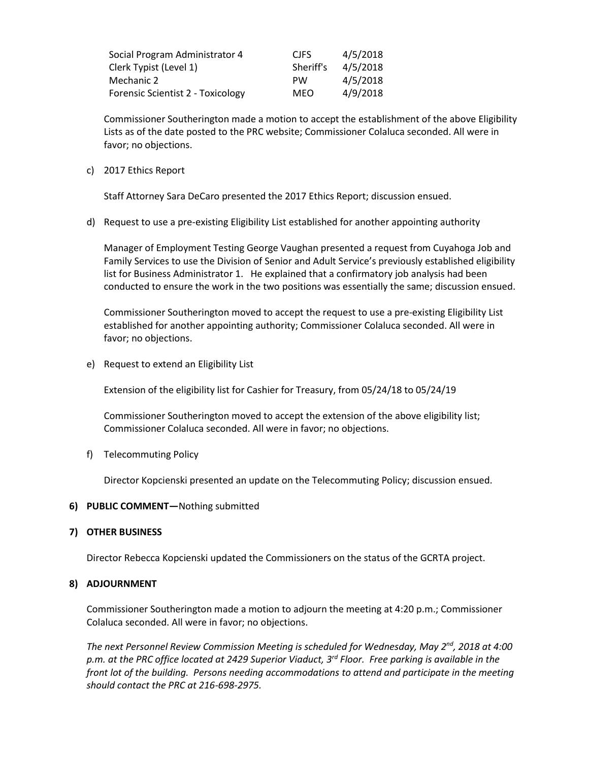| | | |
|---|---|---|
| Social Program Administrator 4 | CJFS | 4/5/2018 |
| Clerk Typist (Level 1) | Sheriff's | 4/5/2018 |
| Mechanic 2 | PW | 4/5/2018 |
| Forensic Scientist 2 - Toxicology | MEO | 4/9/2018 |

Commissioner Southerington made a motion to accept the establishment of the above Eligibility Lists as of the date posted to the PRC website; Commissioner Colaluca seconded. All were in favor; no objections.

c) 2017 Ethics Report

Staff Attorney Sara DeCaro presented the 2017 Ethics Report; discussion ensued.

d) Request to use a pre-existing Eligibility List established for another appointing authority

Manager of Employment Testing George Vaughan presented a request from Cuyahoga Job and Family Services to use the Division of Senior and Adult Service's previously established eligibility list for Business Administrator 1. He explained that a confirmatory job analysis had been conducted to ensure the work in the two positions was essentially the same; discussion ensued.

Commissioner Southerington moved to accept the request to use a pre-existing Eligibility List established for another appointing authority; Commissioner Colaluca seconded. All were in favor; no objections.

e) Request to extend an Eligibility List

Extension of the eligibility list for Cashier for Treasury, from 05/24/18 to 05/24/19

Commissioner Southerington moved to accept the extension of the above eligibility list; Commissioner Colaluca seconded. All were in favor; no objections.

f) Telecommuting Policy

Director Kopcienski presented an update on the Telecommuting Policy; discussion ensued.

**6) PUBLIC COMMENT—**Nothing submitted

**7) OTHER BUSINESS**

Director Rebecca Kopcienski updated the Commissioners on the status of the GCRTA project.

**8) ADJOURNMENT**

Commissioner Southerington made a motion to adjourn the meeting at 4:20 p.m.; Commissioner Colaluca seconded. All were in favor; no objections.

*The next Personnel Review Commission Meeting is scheduled for Wednesday, May 2nd, 2018 at 4:00 p.m. at the PRC office located at 2429 Superior Viaduct, 3rd Floor. Free parking is available in the front lot of the building. Persons needing accommodations to attend and participate in the meeting should contact the PRC at 216-698-2975.*